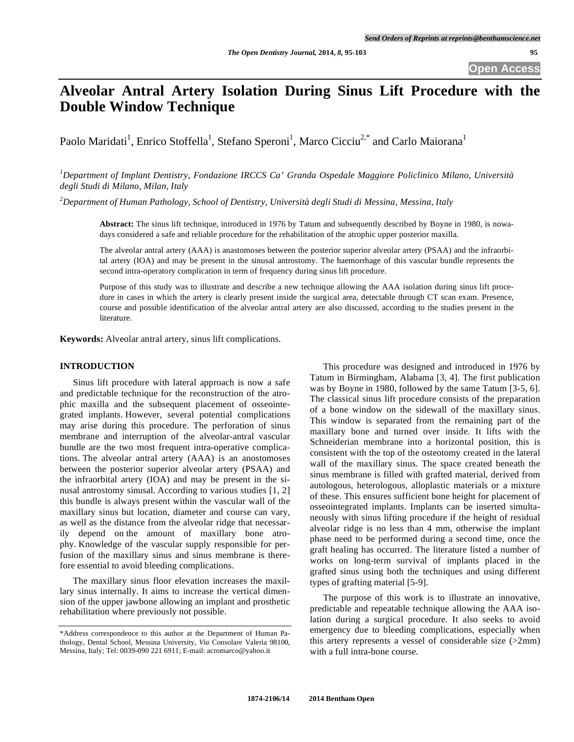Open Access

# Alveolar Antral Artery Isolation During Sinus Lift Procedure with the Double Window Technique

Paolo Maridati[1], Enrico Stoffella[1], Stefano Speroni[1], Marco Cicciu[2,*] and Carlo Maiorana[1]

[1]*Department of Implant Dentistry, Fondazione IRCCS Ca' Granda Ospedale Maggiore Policlinico Milano, Università degli Studi di Milano, Milan, Italy*

[2]*Department of Human Pathology, School of Dentistry, Università degli Studi di Messina, Messina, Italy*

**Abstract:** The sinus lift technique, introduced in 1976 by Tatum and subsequently described by Boyne in 1980, is nowadays considered a safe and reliable procedure for the rehabilitation of the atrophic upper posterior maxilla.

The alveolar antral artery (AAA) is anastomoses between the posterior superior alveolar artery (PSAA) and the infraorbital artery (IOA) and may be present in the sinusal antrostomy. The haemorrhage of this vascular bundle represents the second intra-operatory complication in term of frequency during sinus lift procedure.

Purpose of this study was to illustrate and describe a new technique allowing the AAA isolation during sinus lift procedure in cases in which the artery is clearly present inside the surgical area, detectable through CT scan exam. Presence, course and possible identification of the alveolar antral artery are also discussed, according to the studies present in the literature.

**Keywords:** Alveolar antral artery, sinus lift complications.

## INTRODUCTION

Sinus lift procedure with lateral approach is now a safe and predictable technique for the reconstruction of the atrophic maxilla and the subsequent placement of osseointegrated implants. However, several potential complications may arise during this procedure. The perforation of sinus membrane and interruption of the alveolar-antral vascular bundle are the two most frequent intra-operative complications. The alveolar antral (AAA) is an anostomoses between the posterior superior alveolar artery (PSAA) and the infraorbital artery (IOA) and may be present in the sinusal antrostomy sinusal. According to various studies [1, 2] this bundle is always present within the vascular wall of the maxillary sinus but location, diameter and course can vary, as well as the distance from the alveolar ridge that necessarily depend on the amount of maxillary bone atrophy. Knowledge of the vascular supply responsible for perfusion of the maxillary sinus and sinus membrane is therefore essential to avoid bleeding complications.

The maxillary sinus floor elevation increases the maxillary sinus internally. It aims to increase the vertical dimension of the upper jawbone allowing an implant and prosthetic rehabilitation where previously not possible.

This procedure was designed and introduced in 1976 by Tatum in Birmingham, Alabama [3, 4]. The first publication was by Boyne in 1980, followed by the same Tatum [3-5, 6]. The classical sinus lift procedure consists of the preparation of a bone window on the sidewall of the maxillary sinus. This window is separated from the remaining part of the maxillary bone and turned over inside. It lifts with the Schneiderian membrane into a horizontal position, this is consistent with the top of the osteotomy created in the lateral wall of the maxillary sinus. The space created beneath the sinus membrane is filled with grafted material, derived from autologous, heterologous, alloplastic materials or a mixture of these. This ensures sufficient bone height for placement of osseointegrated implants. Implants can be inserted simultaneously with sinus lifting procedure if the height of residual alveolar ridge is no less than 4 mm, otherwise the implant phase need to be performed during a second time, once the graft healing has occurred. The literature listed a number of works on long-term survival of implants placed in the grafted sinus using both the techniques and using different types of grafting material [5-9].

The purpose of this work is to illustrate an innovative, predictable and repeatable technique allowing the AAA isolation during a surgical procedure. It also seeks to avoid emergency due to bleeding complications, especially when this artery represents a vessel of considerable size (>2mm) with a full intra-bone course.

*Address correspondence to this author at the Department of Human Pathology, Dental School, Messina University, *Via* Consolare Valeria 98100, Messina, Italy; Tel: 0039-090 221 6911; E-mail: acromarco@yahoo.it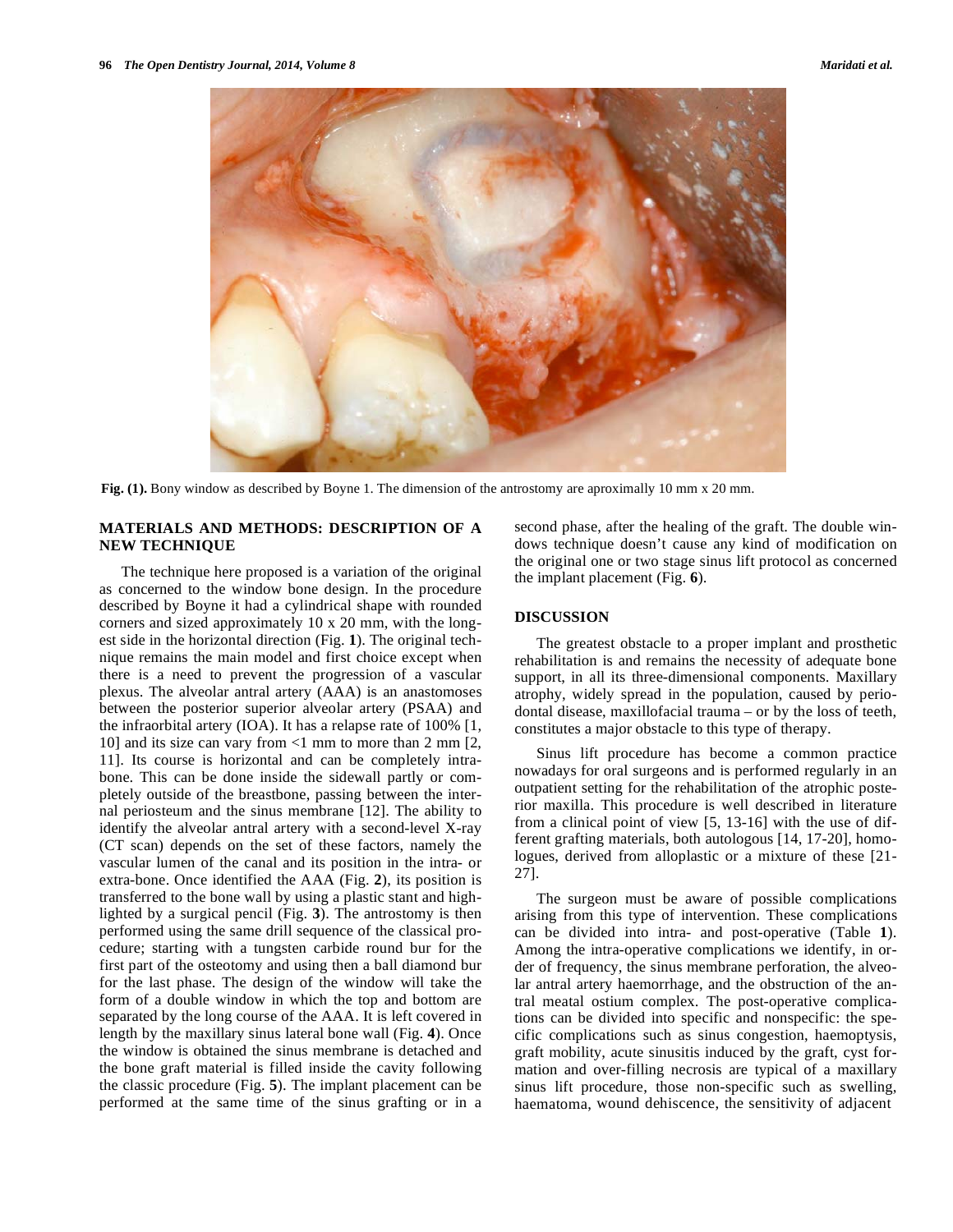**Fig. (1).** Bony window as described by Boyne 1. The dimension of the antrostomy are aproximally 10 mm x 20 mm.

## MATERIALS AND METHODS: DESCRIPTION OF A NEW TECHNIQUE

The technique here proposed is a variation of the original as concerned to the window bone design. In the procedure described by Boyne it had a cylindrical shape with rounded corners and sized approximately 10 x 20 mm, with the longest side in the horizontal direction (Fig. **1**). The original technique remains the main model and first choice except when there is a need to prevent the progression of a vascular plexus. The alveolar antral artery (AAA) is an anastomoses between the posterior superior alveolar artery (PSAA) and the infraorbital artery (IOA). It has a relapse rate of 100% [1, 10] and its size can vary from <1 mm to more than 2 mm [2, 11]. Its course is horizontal and can be completely intrabone. This can be done inside the sidewall partly or completely outside of the breastbone, passing between the internal periosteum and the sinus membrane [12]. The ability to identify the alveolar antral artery with a second-level X-ray (CT scan) depends on the set of these factors, namely the vascular lumen of the canal and its position in the intra- or extra-bone. Once identified the AAA (Fig. **2**), its position is transferred to the bone wall by using a plastic stant and highlighted by a surgical pencil (Fig. **3**). The antrostomy is then performed using the same drill sequence of the classical procedure; starting with a tungsten carbide round bur for the first part of the osteotomy and using then a ball diamond bur for the last phase. The design of the window will take the form of a double window in which the top and bottom are separated by the long course of the AAA. It is left covered in length by the maxillary sinus lateral bone wall (Fig. **4**). Once the window is obtained the sinus membrane is detached and the bone graft material is filled inside the cavity following the classic procedure (Fig. **5**). The implant placement can be performed at the same time of the sinus grafting or in a second phase, after the healing of the graft. The double windows technique doesn't cause any kind of modification on the original one or two stage sinus lift protocol as concerned the implant placement (Fig. **6**).

## DISCUSSION

The greatest obstacle to a proper implant and prosthetic rehabilitation is and remains the necessity of adequate bone support, in all its three-dimensional components. Maxillary atrophy, widely spread in the population, caused by periodontal disease, maxillofacial trauma – or by the loss of teeth, constitutes a major obstacle to this type of therapy.

Sinus lift procedure has become a common practice nowadays for oral surgeons and is performed regularly in an outpatient setting for the rehabilitation of the atrophic posterior maxilla. This procedure is well described in literature from a clinical point of view [5, 13-16] with the use of different grafting materials, both autologous [14, 17-20], homologues, derived from alloplastic or a mixture of these [21-27].

The surgeon must be aware of possible complications arising from this type of intervention. These complications can be divided into intra- and post-operative (Table **1**). Among the intra-operative complications we identify, in order of frequency, the sinus membrane perforation, the alveolar antral artery haemorrhage, and the obstruction of the antral meatal ostium complex. The post-operative complications can be divided into specific and nonspecific: the specific complications such as sinus congestion, haemoptysis, graft mobility, acute sinusitis induced by the graft, cyst formation and over-filling necrosis are typical of a maxillary sinus lift procedure, those non-specific such as swelling, haematoma, wound dehiscence, the sensitivity of adjacent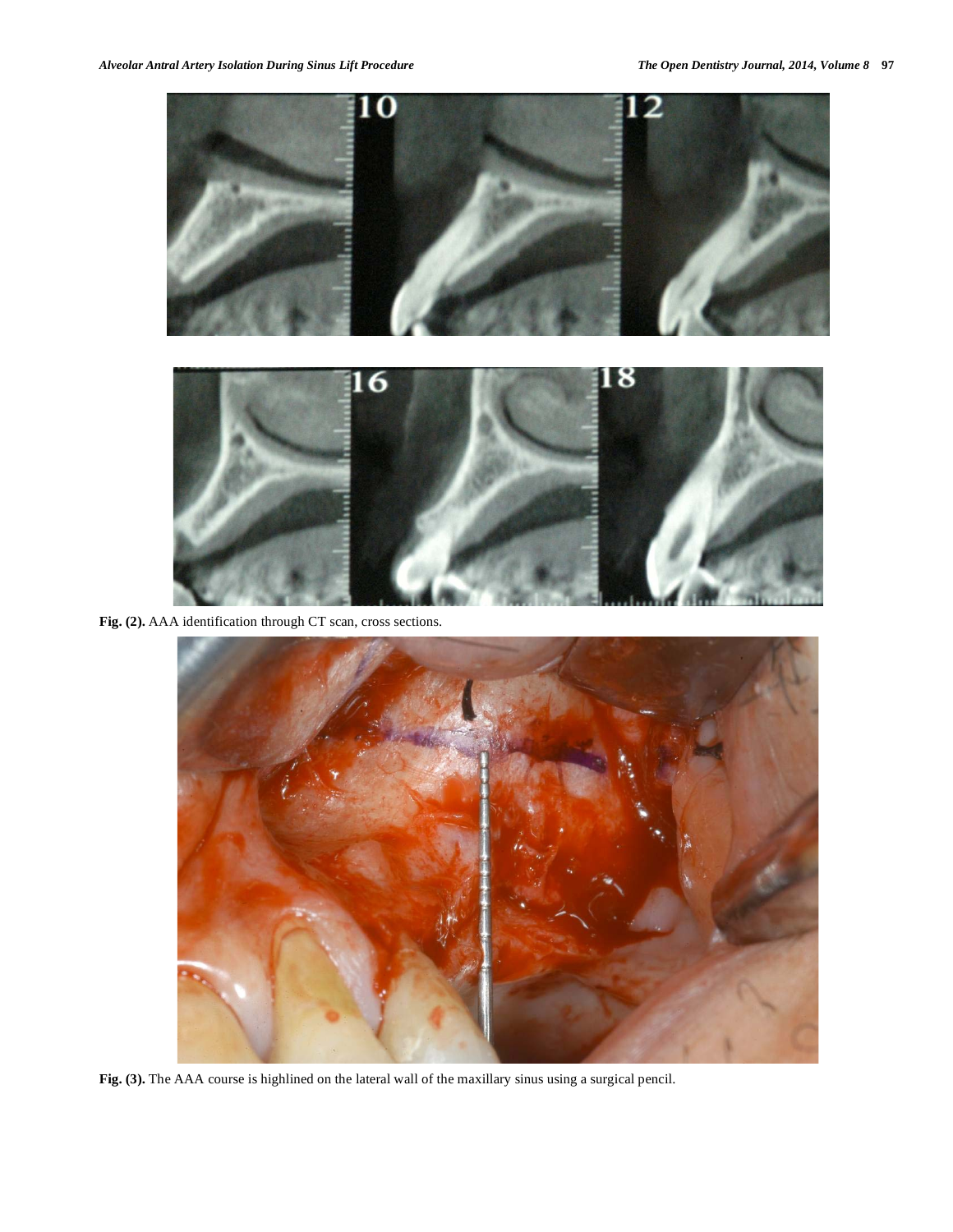**Fig. (2).** AAA identification through CT scan, cross sections.

**Fig. (3).** The AAA course is highlined on the lateral wall of the maxillary sinus using a surgical pencil.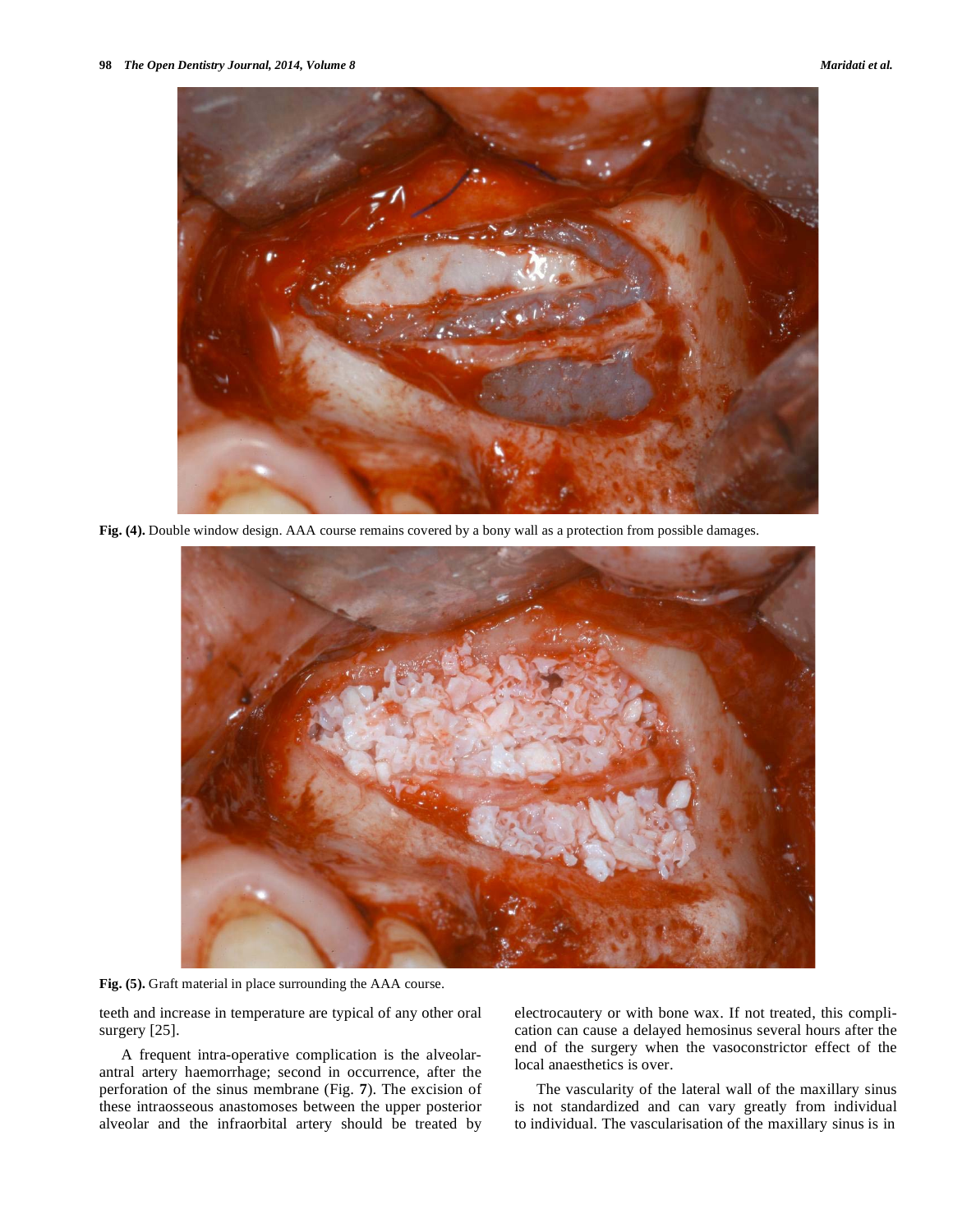Fig. (4). Double window design. AAA course remains covered by a bony wall as a protection from possible damages.

Fig. (5). Graft material in place surrounding the AAA course.

teeth and increase in temperature are typical of any other oral surgery [25].

A frequent intra-operative complication is the alveolar-antral artery haemorrhage; second in occurrence, after the perforation of the sinus membrane (Fig. **7**). The excision of these intraosseous anastomoses between the upper posterior alveolar and the infraorbital artery should be treated by electrocautery or with bone wax. If not treated, this complication can cause a delayed hemosinus several hours after the end of the surgery when the vasoconstrictor effect of the local anaesthetics is over.

The vascularity of the lateral wall of the maxillary sinus is not standardized and can vary greatly from individual to individual. The vascularisation of the maxillary sinus is in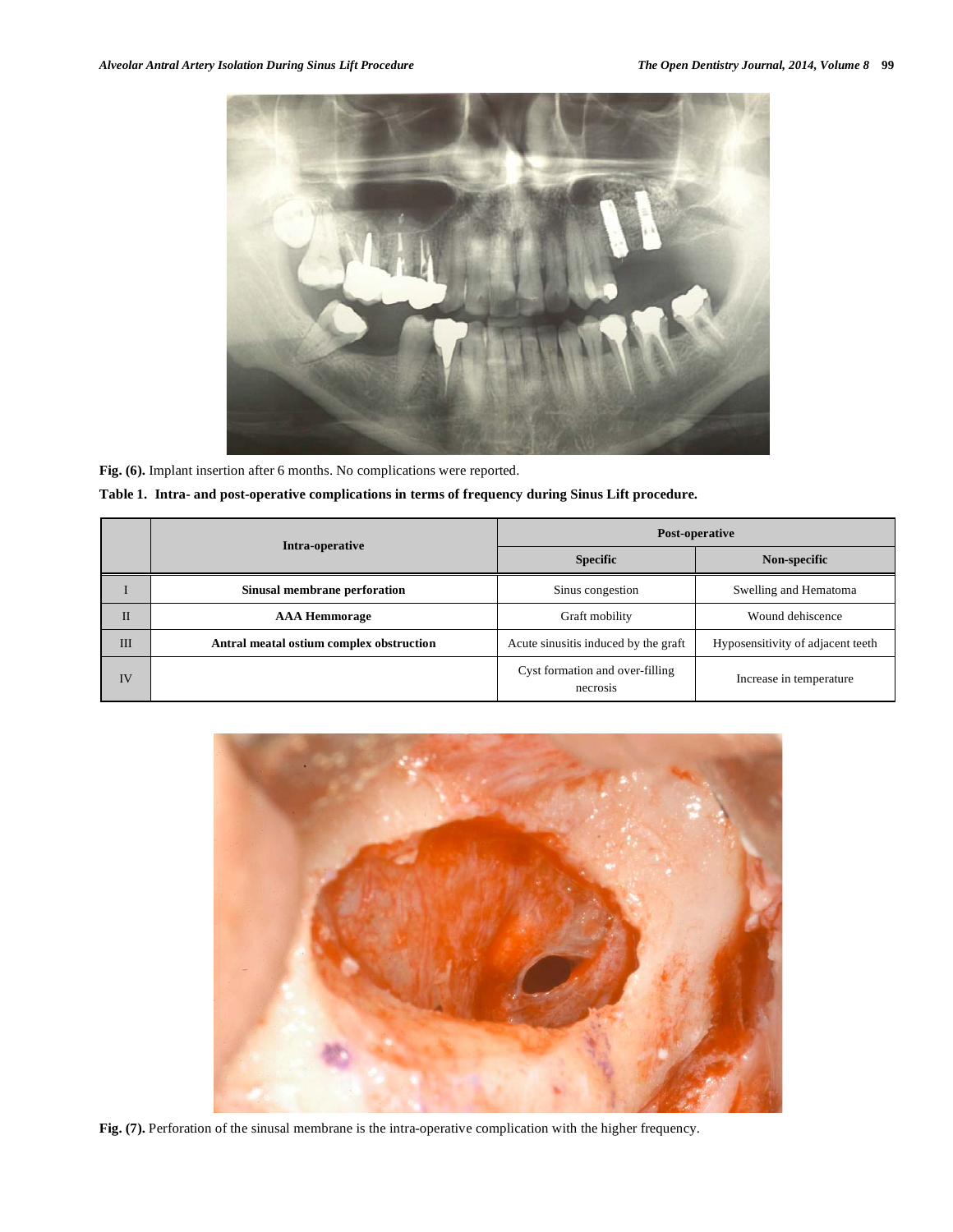**Fig. (6).** Implant insertion after 6 months. No complications were reported.

**Table 1. Intra- and post-operative complications in terms of frequency during Sinus Lift procedure.**

| | Intra-operative | Post-operative | |
|---|---|---|---|
| | | **Specific** | **Non-specific** |
| I | **Sinusal membrane perforation** | Sinus congestion | Swelling and Hematoma |
| II | **AAA Hemmorage** | Graft mobility | Wound dehiscence |
| III | **Antral meatal ostium complex obstruction** | Acute sinusitis induced by the graft | Hyposensitivity of adjacent teeth |
| IV | | Cyst formation and over-filling necrosis | Increase in temperature |

**Fig. (7).** Perforation of the sinusal membrane is the intra-operative complication with the higher frequency.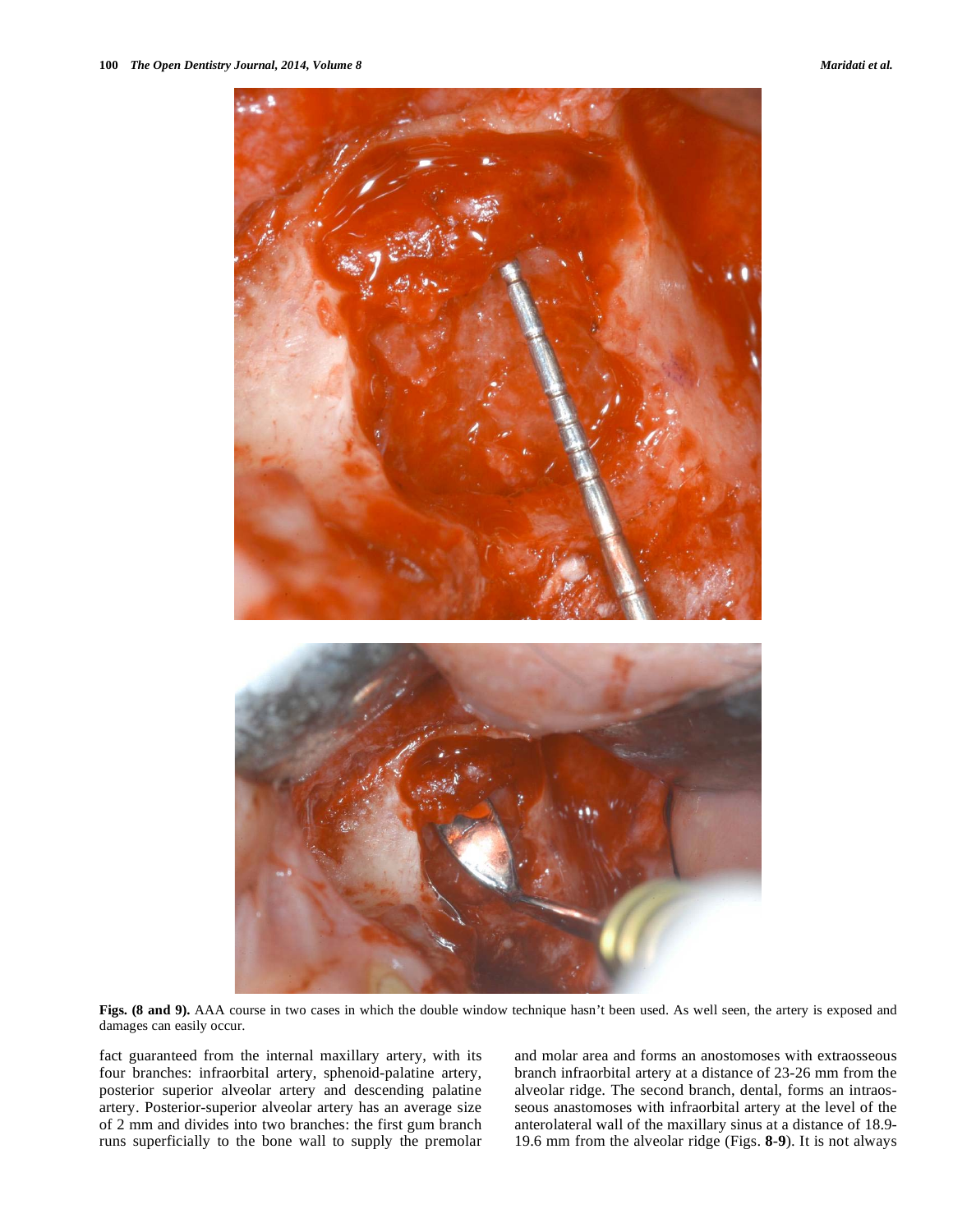**Figs. (8 and 9).** AAA course in two cases in which the double window technique hasn't been used. As well seen, the artery is exposed and damages can easily occur.

fact guaranteed from the internal maxillary artery, with its four branches: infraorbital artery, sphenoid-palatine artery, posterior superior alveolar artery and descending palatine artery. Posterior-superior alveolar artery has an average size of 2 mm and divides into two branches: the first gum branch runs superficially to the bone wall to supply the premolar and molar area and forms an anostomoses with extraosseous branch infraorbital artery at a distance of 23-26 mm from the alveolar ridge. The second branch, dental, forms an intraosseous anastomoses with infraorbital artery at the level of the anterolateral wall of the maxillary sinus at a distance of 18.9-19.6 mm from the alveolar ridge (Figs. **8**-**9**). It is not always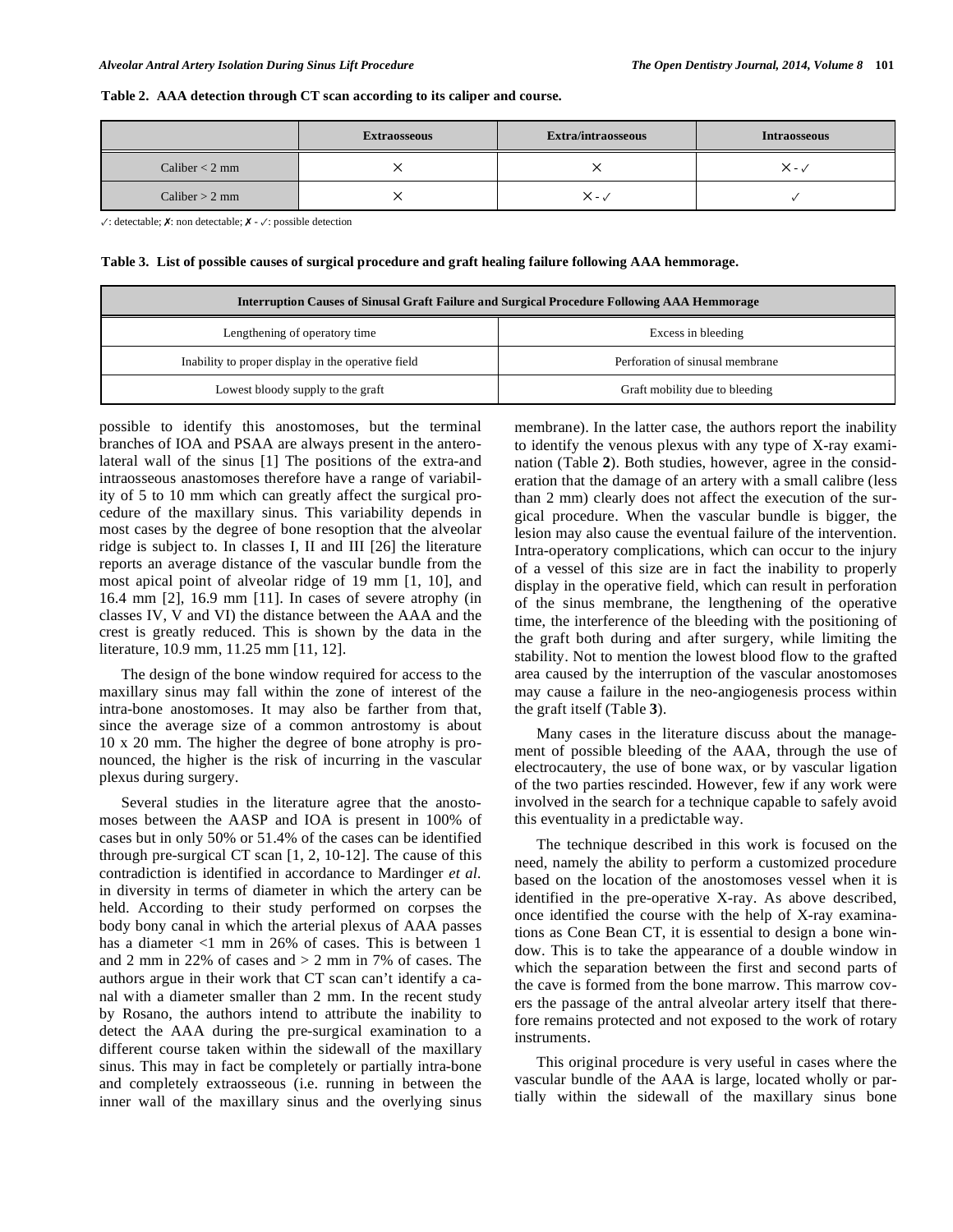**Table 2. AAA detection through CT scan according to its caliper and course.**

| | Extraosseous | Extra/intraosseous | Intraosseous |
|---|---|---|---|
| Caliber < 2 mm | ✗ | ✗ | ✗ - ✓ |
| Caliber > 2 mm | ✗ | ✗ - ✓ | ✓ |

✓: detectable; ✗: non detectable; ✗ - ✓: possible detection

**Table 3. List of possible causes of surgical procedure and graft healing failure following AAA hemmorage.**

| Interruption Causes of Sinusal Graft Failure and Surgical Procedure Following AAA Hemmorage | |
|---|---|
| Lengthening of operatory time | Excess in bleeding |
| Inability to proper display in the operative field | Perforation of sinusal membrane |
| Lowest bloody supply to the graft | Graft mobility due to bleeding |

possible to identify this anostomoses, but the terminal branches of IOA and PSAA are always present in the antero-lateral wall of the sinus [1] The positions of the extra-and intraosseous anastomoses therefore have a range of variability of 5 to 10 mm which can greatly affect the surgical procedure of the maxillary sinus. This variability depends in most cases by the degree of bone resoption that the alveolar ridge is subject to. In classes I, II and III [26] the literature reports an average distance of the vascular bundle from the most apical point of alveolar ridge of 19 mm [1, 10], and 16.4 mm [2], 16.9 mm [11]. In cases of severe atrophy (in classes IV, V and VI) the distance between the AAA and the crest is greatly reduced. This is shown by the data in the literature, 10.9 mm, 11.25 mm [11, 12].

The design of the bone window required for access to the maxillary sinus may fall within the zone of interest of the intra-bone anostomoses. It may also be farther from that, since the average size of a common antrostomy is about 10 x 20 mm. The higher the degree of bone atrophy is pronounced, the higher is the risk of incurring in the vascular plexus during surgery.

Several studies in the literature agree that the anostomoses between the AASP and IOA is present in 100% of cases but in only 50% or 51.4% of the cases can be identified through pre-surgical CT scan [1, 2, 10-12]. The cause of this contradiction is identified in accordance to Mardinger *et al.* in diversity in terms of diameter in which the artery can be held. According to their study performed on corpses the body bony canal in which the arterial plexus of AAA passes has a diameter <1 mm in 26% of cases. This is between 1 and 2 mm in 22% of cases and > 2 mm in 7% of cases. The authors argue in their work that CT scan can't identify a canal with a diameter smaller than 2 mm. In the recent study by Rosano, the authors intend to attribute the inability to detect the AAA during the pre-surgical examination to a different course taken within the sidewall of the maxillary sinus. This may in fact be completely or partially intra-bone and completely extraosseous (i.e. running in between the inner wall of the maxillary sinus and the overlying sinus membrane). In the latter case, the authors report the inability to identify the venous plexus with any type of X-ray examination (Table **2**). Both studies, however, agree in the consideration that the damage of an artery with a small calibre (less than 2 mm) clearly does not affect the execution of the surgical procedure. When the vascular bundle is bigger, the lesion may also cause the eventual failure of the intervention. Intra-operatory complications, which can occur to the injury of a vessel of this size are in fact the inability to properly display in the operative field, which can result in perforation of the sinus membrane, the lengthening of the operative time, the interference of the bleeding with the positioning of the graft both during and after surgery, while limiting the stability. Not to mention the lowest blood flow to the grafted area caused by the interruption of the vascular anostomoses may cause a failure in the neo-angiogenesis process within the graft itself (Table **3**).

Many cases in the literature discuss about the management of possible bleeding of the AAA, through the use of electrocautery, the use of bone wax, or by vascular ligation of the two parties rescinded. However, few if any work were involved in the search for a technique capable to safely avoid this eventuality in a predictable way.

The technique described in this work is focused on the need, namely the ability to perform a customized procedure based on the location of the anostomoses vessel when it is identified in the pre-operative X-ray. As above described, once identified the course with the help of X-ray examinations as Cone Bean CT, it is essential to design a bone window. This is to take the appearance of a double window in which the separation between the first and second parts of the cave is formed from the bone marrow. This marrow covers the passage of the antral alveolar artery itself that therefore remains protected and not exposed to the work of rotary instruments.

This original procedure is very useful in cases where the vascular bundle of the AAA is large, located wholly or partially within the sidewall of the maxillary sinus bone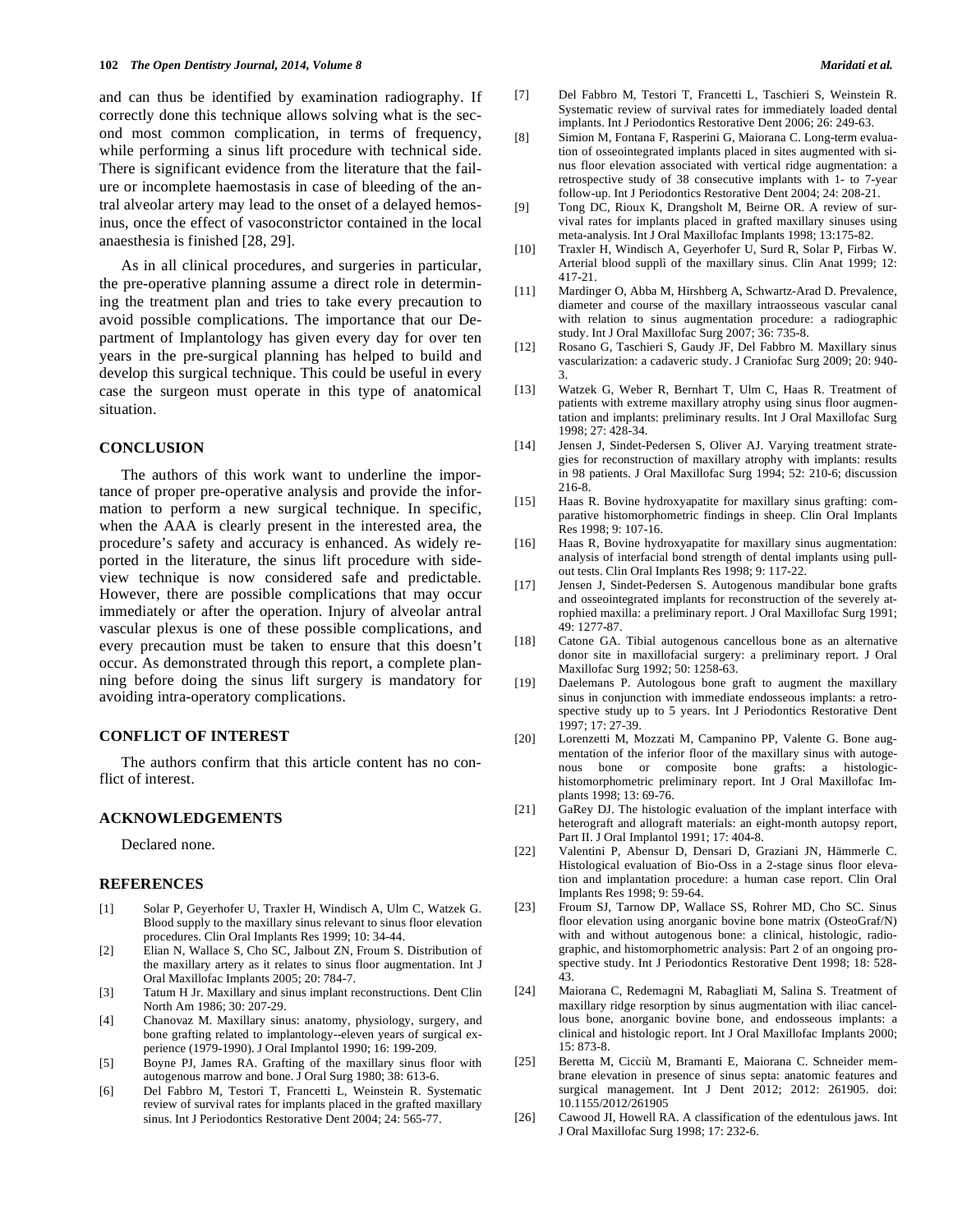and can thus be identified by examination radiography. If correctly done this technique allows solving what is the second most common complication, in terms of frequency, while performing a sinus lift procedure with technical side. There is significant evidence from the literature that the failure or incomplete haemostasis in case of bleeding of the antral alveolar artery may lead to the onset of a delayed hemosinus, once the effect of vasoconstrictor contained in the local anaesthesia is finished [28, 29].

As in all clinical procedures, and surgeries in particular, the pre-operative planning assume a direct role in determining the treatment plan and tries to take every precaution to avoid possible complications. The importance that our Department of Implantology has given every day for over ten years in the pre-surgical planning has helped to build and develop this surgical technique. This could be useful in every case the surgeon must operate in this type of anatomical situation.

## CONCLUSION

The authors of this work want to underline the importance of proper pre-operative analysis and provide the information to perform a new surgical technique. In specific, when the AAA is clearly present in the interested area, the procedure's safety and accuracy is enhanced. As widely reported in the literature, the sinus lift procedure with side-view technique is now considered safe and predictable. However, there are possible complications that may occur immediately or after the operation. Injury of alveolar antral vascular plexus is one of these possible complications, and every precaution must be taken to ensure that this doesn't occur. As demonstrated through this report, a complete planning before doing the sinus lift surgery is mandatory for avoiding intra-operatory complications.

## CONFLICT OF INTEREST

The authors confirm that this article content has no conflict of interest.

## ACKNOWLEDGEMENTS

Declared none.

## REFERENCES

[1] Solar P, Geyerhofer U, Traxler H, Windisch A, Ulm C, Watzek G. Blood supply to the maxillary sinus relevant to sinus floor elevation procedures. Clin Oral Implants Res 1999; 10: 34-44.

[2] Elian N, Wallace S, Cho SC, Jalbout ZN, Froum S. Distribution of the maxillary artery as it relates to sinus floor augmentation. Int J Oral Maxillofac Implants 2005; 20: 784-7.

[3] Tatum H Jr. Maxillary and sinus implant reconstructions. Dent Clin North Am 1986; 30: 207-29.

[4] Chanovaz M. Maxillary sinus: anatomy, physiology, surgery, and bone grafting related to implantology--eleven years of surgical experience (1979-1990). J Oral Implantol 1990; 16: 199-209.

[5] Boyne PJ, James RA. Grafting of the maxillary sinus floor with autogenous marrow and bone. J Oral Surg 1980; 38: 613-6.

[6] Del Fabbro M, Testori T, Francetti L, Weinstein R. Systematic review of survival rates for implants placed in the grafted maxillary sinus. Int J Periodontics Restorative Dent 2004; 24: 565-77.

[7] Del Fabbro M, Testori T, Francetti L, Taschieri S, Weinstein R. Systematic review of survival rates for immediately loaded dental implants. Int J Periodontics Restorative Dent 2006; 26: 249-63.

[8] Simion M, Fontana F, Rasperini G, Maiorana C. Long-term evaluation of osseointegrated implants placed in sites augmented with sinus floor elevation associated with vertical ridge augmentation: a retrospective study of 38 consecutive implants with 1- to 7-year follow-up. Int J Periodontics Restorative Dent 2004; 24: 208-21.

[9] Tong DC, Rioux K, Drangsholt M, Beirne OR. A review of survival rates for implants placed in grafted maxillary sinuses using meta-analysis. Int J Oral Maxillofac Implants 1998; 13:175-82.

[10] Traxler H, Windisch A, Geyerhofer U, Surd R, Solar P, Firbas W. Arterial blood supplì of the maxillary sinus. Clin Anat 1999; 12: 417-21.

[11] Mardinger O, Abba M, Hirshberg A, Schwartz-Arad D. Prevalence, diameter and course of the maxillary intraosseous vascular canal with relation to sinus augmentation procedure: a radiographic study. Int J Oral Maxillofac Surg 2007; 36: 735-8.

[12] Rosano G, Taschieri S, Gaudy JF, Del Fabbro M. Maxillary sinus vascularization: a cadaveric study. J Craniofac Surg 2009; 20: 940-3.

[13] Watzek G, Weber R, Bernhart T, Ulm C, Haas R. Treatment of patients with extreme maxillary atrophy using sinus floor augmentation and implants: preliminary results. Int J Oral Maxillofac Surg 1998; 27: 428-34.

[14] Jensen J, Sindet-Pedersen S, Oliver AJ. Varying treatment strategies for reconstruction of maxillary atrophy with implants: results in 98 patients. J Oral Maxillofac Surg 1994; 52: 210-6; discussion 216-8.

[15] Haas R. Bovine hydroxyapatite for maxillary sinus grafting: comparative histomorphometric findings in sheep. Clin Oral Implants Res 1998; 9: 107-16.

[16] Haas R, Bovine hydroxyapatite for maxillary sinus augmentation: analysis of interfacial bond strength of dental implants using pull-out tests. Clin Oral Implants Res 1998; 9: 117-22.

[17] Jensen J, Sindet-Pedersen S. Autogenous mandibular bone grafts and osseointegrated implants for reconstruction of the severely atrophied maxilla: a preliminary report. J Oral Maxillofac Surg 1991; 49: 1277-87.

[18] Catone GA. Tibial autogenous cancellous bone as an alternative donor site in maxillofacial surgery: a preliminary report. J Oral Maxillofac Surg 1992; 50: 1258-63.

[19] Daelemans P. Autologous bone graft to augment the maxillary sinus in conjunction with immediate endosseous implants: a retrospective study up to 5 years. Int J Periodontics Restorative Dent 1997; 17: 27-39.

[20] Lorenzetti M, Mozzati M, Campanino PP, Valente G. Bone augmentation of the inferior floor of the maxillary sinus with autogenous bone or composite bone grafts: a histologic-histomorphometric preliminary report. Int J Oral Maxillofac Implants 1998; 13: 69-76.

[21] GaRey DJ. The histologic evaluation of the implant interface with heterograft and allograft materials: an eight-month autopsy report, Part II. J Oral Implantol 1991; 17: 404-8.

[22] Valentini P, Abensur D, Densari D, Graziani JN, Hämmerle C. Histological evaluation of Bio-Oss in a 2-stage sinus floor elevation and implantation procedure: a human case report. Clin Oral Implants Res 1998; 9: 59-64.

[23] Froum SJ, Tarnow DP, Wallace SS, Rohrer MD, Cho SC. Sinus floor elevation using anorganic bovine bone matrix (OsteoGraf/N) with and without autogenous bone: a clinical, histologic, radiographic, and histomorphometric analysis: Part 2 of an ongoing prospective study. Int J Periodontics Restorative Dent 1998; 18: 528-43.

[24] Maiorana C, Redemagni M, Rabagliati M, Salina S. Treatment of maxillary ridge resorption by sinus augmentation with iliac cancellous bone, anorganic bovine bone, and endosseous implants: a clinical and histologic report. Int J Oral Maxillofac Implants 2000; 15: 873-8.

[25] Beretta M, Cicciù M, Bramanti E, Maiorana C. Schneider membrane elevation in presence of sinus septa: anatomic features and surgical management. Int J Dent 2012; 2012: 261905. doi: 10.1155/2012/261905

[26] Cawood JI, Howell RA. A classification of the edentulous jaws. Int J Oral Maxillofac Surg 1998; 17: 232-6.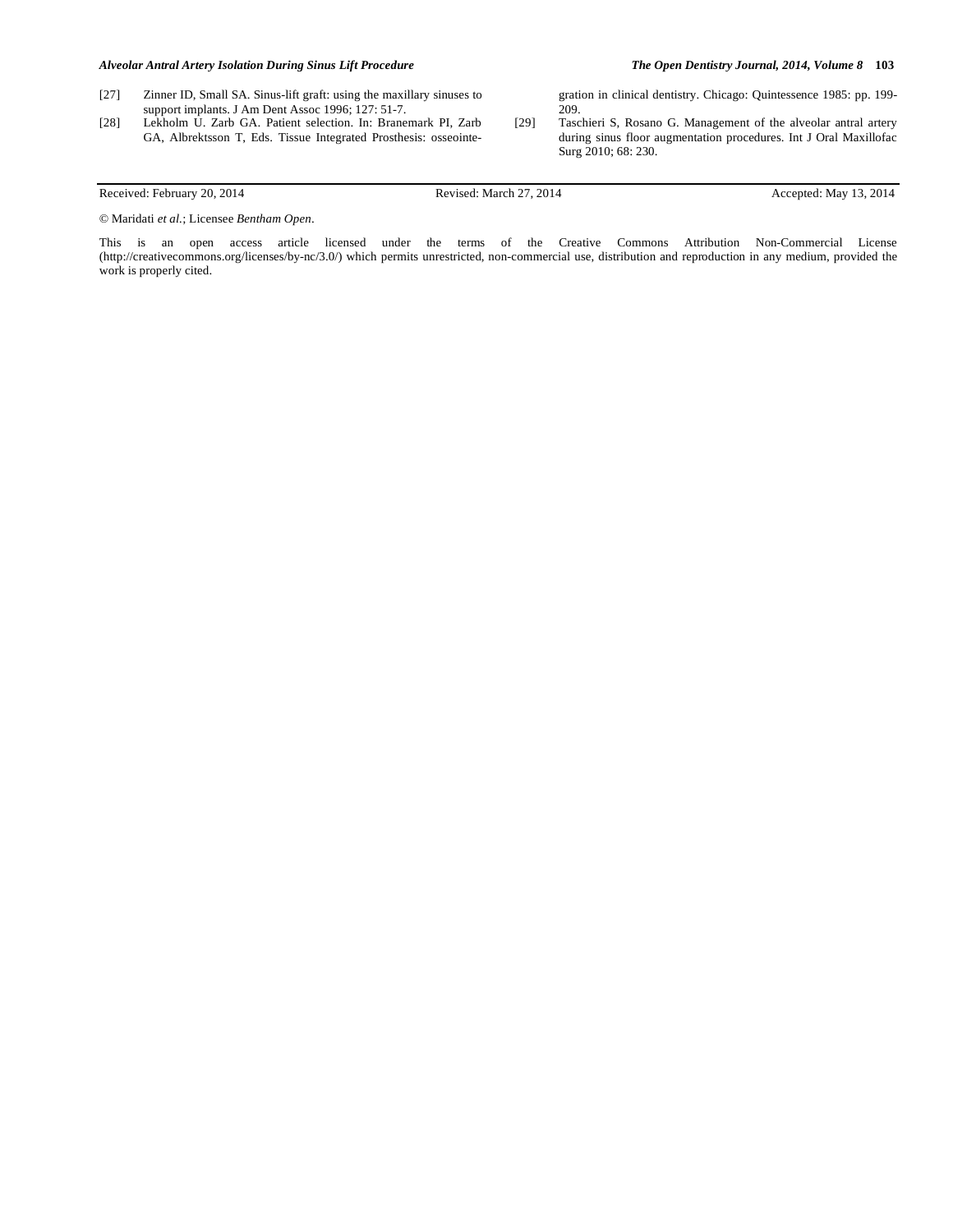[27] Zinner ID, Small SA. Sinus-lift graft: using the maxillary sinuses to support implants. J Am Dent Assoc 1996; 127: 51-7.

[28] Lekholm U. Zarb GA. Patient selection. In: Branemark PI, Zarb GA, Albrektsson T, Eds. Tissue Integrated Prosthesis: osseointegration in clinical dentistry. Chicago: Quintessence 1985: pp. 199-209.

[29] Taschieri S, Rosano G. Management of the alveolar antral artery during sinus floor augmentation procedures. Int J Oral Maxillofac Surg 2010; 68: 230.

Received: February 20, 2014 Revised: March 27, 2014 Accepted: May 13, 2014

© Maridati *et al.*; Licensee *Bentham Open*.

This is an open access article licensed under the terms of the Creative Commons Attribution Non-Commercial License (http://creativecommons.org/licenses/by-nc/3.0/) which permits unrestricted, non-commercial use, distribution and reproduction in any medium, provided the work is properly cited.